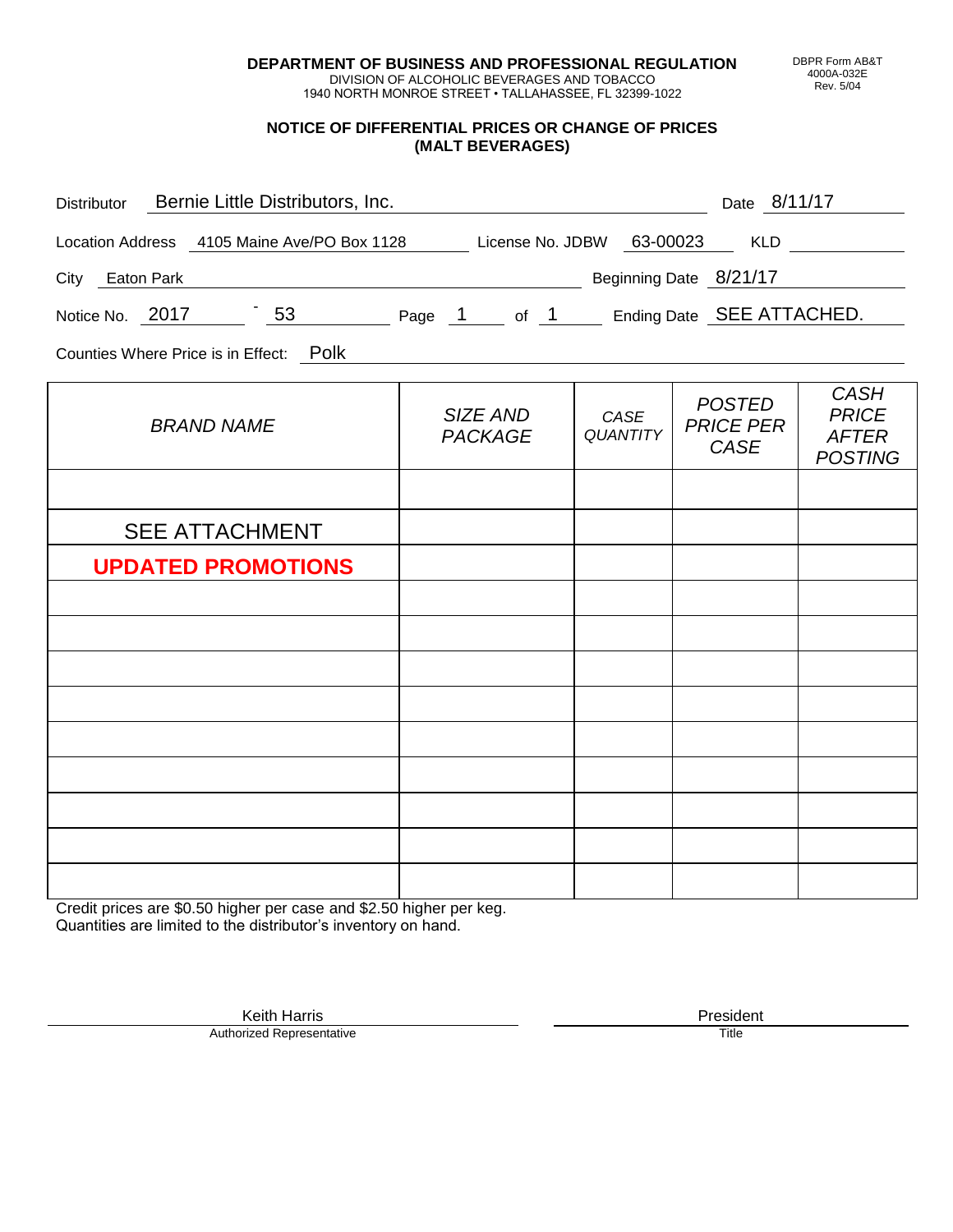**DEPARTMENT OF BUSINESS AND PROFESSIONAL REGULATION**
DIVISION OF ALCOHOLIC BEVERAGES AND TOBACCO
1940 NORTH MONROE STREET • TALLAHASSEE, FL 32399-1022

DBPR Form AB&T 4000A-032E Rev. 5/04

## NOTICE OF DIFFERENTIAL PRICES OR CHANGE OF PRICES (MALT BEVERAGES)

Distributor: Bernie Little Distributors, Inc. Date: 8/11/17

Location Address: 4105 Maine Ave/PO Box 1128 License No. JDBW: 63-00023 KLD:

City: Eaton Park Beginning Date: 8/21/17

Notice No. 2017 - 53 Page 1 of 1 Ending Date: SEE ATTACHED.

Counties Where Price is in Effect: Polk

| *BRAND NAME* | *SIZE AND PACKAGE* | *CASE QUANTITY* | *POSTED PRICE PER CASE* | *CASH PRICE AFTER POSTING* |
|---|---|---|---|---|
| | | | | |
| SEE ATTACHMENT | | | | |
| **UPDATED PROMOTIONS** | | | | |
| | | | | |
| | | | | |
| | | | | |
| | | | | |
| | | | | |
| | | | | |
| | | | | |
| | | | | |
| | | | | |

Credit prices are $0.50 higher per case and $2.50 higher per keg.
Quantities are limited to the distributor's inventory on hand.

Keith Harris
Authorized Representative

President
Title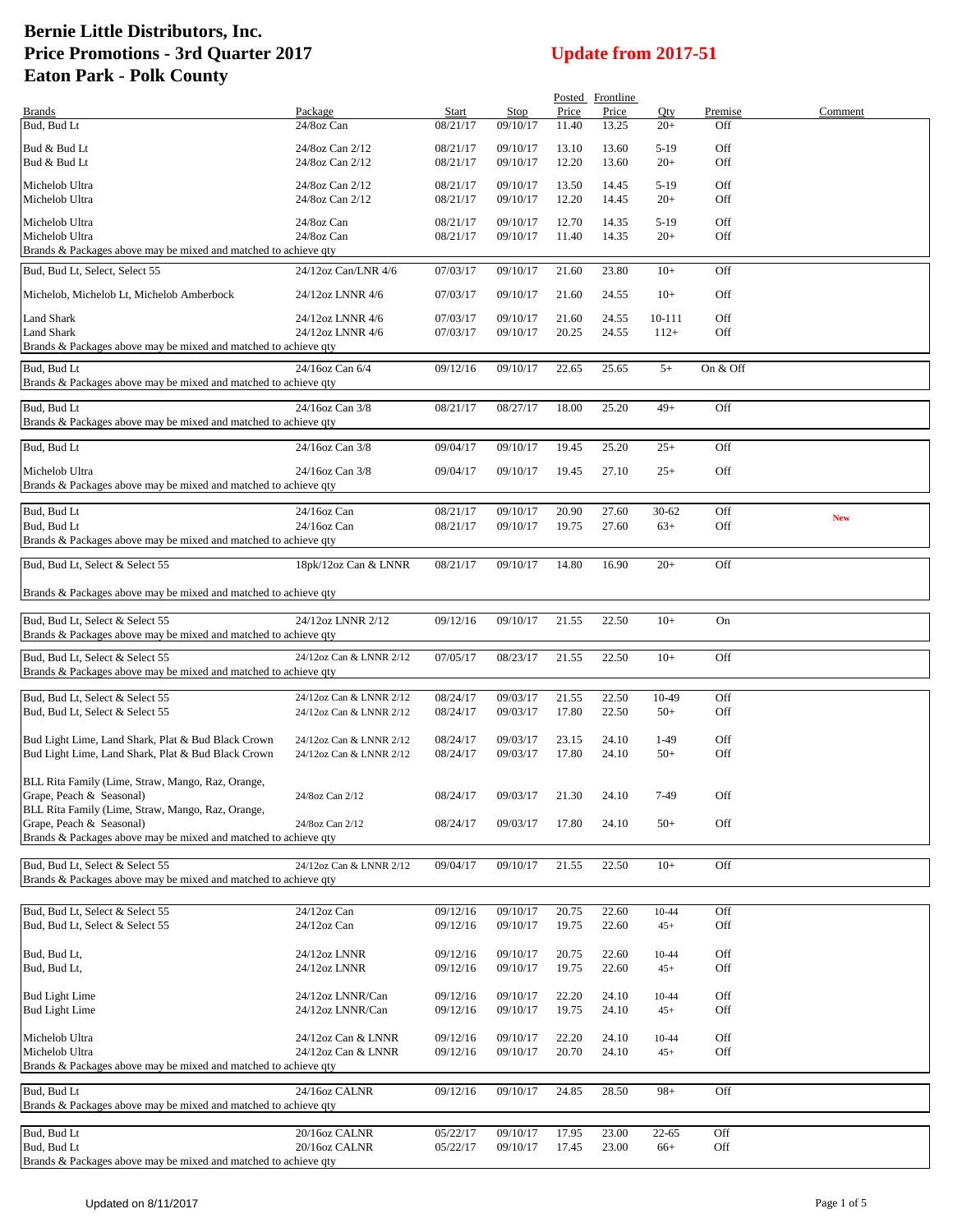# Bernie Little Distributors, Inc.
# Price Promotions - 3rd Quarter 2017
# Eaton Park - Polk County

**Update from 2017-51**

| Brands | Package | Start | Stop | Posted Price | Frontline Price | Qty | Premise | Comment |
|---|---|---|---|---|---|---|---|---|
| Bud, Bud Lt | 24/8oz Can | 08/21/17 | 09/10/17 | 11.40 | 13.25 | 20+ | Off | |
| Bud & Bud Lt | 24/8oz Can 2/12 | 08/21/17 | 09/10/17 | 13.10 | 13.60 | 5-19 | Off | |
| Bud & Bud Lt | 24/8oz Can 2/12 | 08/21/17 | 09/10/17 | 12.20 | 13.60 | 20+ | Off | |
| Michelob Ultra | 24/8oz Can 2/12 | 08/21/17 | 09/10/17 | 13.50 | 14.45 | 5-19 | Off | |
| Michelob Ultra | 24/8oz Can 2/12 | 08/21/17 | 09/10/17 | 12.20 | 14.45 | 20+ | Off | |
| Michelob Ultra | 24/8oz Can | 08/21/17 | 09/10/17 | 12.70 | 14.35 | 5-19 | Off | |
| Michelob Ultra | 24/8oz Can | 08/21/17 | 09/10/17 | 11.40 | 14.35 | 20+ | Off | |
| Brands & Packages above may be mixed and matched to achieve qty | | | | | | | | |
| Bud, Bud Lt, Select, Select 55 | 24/12oz Can/LNR 4/6 | 07/03/17 | 09/10/17 | 21.60 | 23.80 | 10+ | Off | |
| Michelob, Michelob Lt, Michelob Amberbock | 24/12oz LNNR 4/6 | 07/03/17 | 09/10/17 | 21.60 | 24.55 | 10+ | Off | |
| Land Shark | 24/12oz LNNR 4/6 | 07/03/17 | 09/10/17 | 21.60 | 24.55 | 10-111 | Off | |
| Land Shark | 24/12oz LNNR 4/6 | 07/03/17 | 09/10/17 | 20.25 | 24.55 | 112+ | Off | |
| Brands & Packages above may be mixed and matched to achieve qty | | | | | | | | |
| Bud, Bud Lt | 24/16oz Can 6/4 | 09/12/16 | 09/10/17 | 22.65 | 25.65 | 5+ | On & Off | |
| Brands & Packages above may be mixed and matched to achieve qty | | | | | | | | |
| Bud, Bud Lt | 24/16oz Can 3/8 | 08/21/17 | 08/27/17 | 18.00 | 25.20 | 49+ | Off | |
| Brands & Packages above may be mixed and matched to achieve qty | | | | | | | | |
| Bud, Bud Lt | 24/16oz Can 3/8 | 09/04/17 | 09/10/17 | 19.45 | 25.20 | 25+ | Off | |
| Michelob Ultra | 24/16oz Can 3/8 | 09/04/17 | 09/10/17 | 19.45 | 27.10 | 25+ | Off | |
| Brands & Packages above may be mixed and matched to achieve qty | | | | | | | | |
| Bud, Bud Lt | 24/16oz Can | 08/21/17 | 09/10/17 | 20.90 | 27.60 | 30-62 | Off | New |
| Bud, Bud Lt | 24/16oz Can | 08/21/17 | 09/10/17 | 19.75 | 27.60 | 63+ | Off | |
| Brands & Packages above may be mixed and matched to achieve qty | | | | | | | | |
| Bud, Bud Lt, Select & Select 55 | 18pk/12oz Can & LNNR | 08/21/17 | 09/10/17 | 14.80 | 16.90 | 20+ | Off | |
| Brands & Packages above may be mixed and matched to achieve qty | | | | | | | | |
| Bud, Bud Lt, Select & Select 55 | 24/12oz LNNR 2/12 | 09/12/16 | 09/10/17 | 21.55 | 22.50 | 10+ | On | |
| Brands & Packages above may be mixed and matched to achieve qty | | | | | | | | |
| Bud, Bud Lt, Select & Select 55 | 24/12oz Can & LNNR 2/12 | 07/05/17 | 08/23/17 | 21.55 | 22.50 | 10+ | Off | |
| Brands & Packages above may be mixed and matched to achieve qty | | | | | | | | |
| Bud, Bud Lt, Select & Select 55 | 24/12oz Can & LNNR 2/12 | 08/24/17 | 09/03/17 | 21.55 | 22.50 | 10-49 | Off | |
| Bud, Bud Lt, Select & Select 55 | 24/12oz Can & LNNR 2/12 | 08/24/17 | 09/03/17 | 17.80 | 22.50 | 50+ | Off | |
| Bud Light Lime, Land Shark, Plat & Bud Black Crown | 24/12oz Can & LNNR 2/12 | 08/24/17 | 09/03/17 | 23.15 | 24.10 | 1-49 | Off | |
| Bud Light Lime, Land Shark, Plat & Bud Black Crown | 24/12oz Can & LNNR 2/12 | 08/24/17 | 09/03/17 | 17.80 | 24.10 | 50+ | Off | |
| BLL Rita Family (Lime, Straw, Mango, Raz, Orange, Grape, Peach & Seasonal) | 24/8oz Can 2/12 | 08/24/17 | 09/03/17 | 21.30 | 24.10 | 7-49 | Off | |
| BLL Rita Family (Lime, Straw, Mango, Raz, Orange, Grape, Peach & Seasonal) | 24/8oz Can 2/12 | 08/24/17 | 09/03/17 | 17.80 | 24.10 | 50+ | Off | |
| Brands & Packages above may be mixed and matched to achieve qty | | | | | | | | |
| Bud, Bud Lt, Select & Select 55 | 24/12oz Can & LNNR 2/12 | 09/04/17 | 09/10/17 | 21.55 | 22.50 | 10+ | Off | |
| Brands & Packages above may be mixed and matched to achieve qty | | | | | | | | |
| Bud, Bud Lt, Select & Select 55 | 24/12oz Can | 09/12/16 | 09/10/17 | 20.75 | 22.60 | 10-44 | Off | |
| Bud, Bud Lt, Select & Select 55 | 24/12oz Can | 09/12/16 | 09/10/17 | 19.75 | 22.60 | 45+ | Off | |
| Bud, Bud Lt, | 24/12oz LNNR | 09/12/16 | 09/10/17 | 20.75 | 22.60 | 10-44 | Off | |
| Bud, Bud Lt, | 24/12oz LNNR | 09/12/16 | 09/10/17 | 19.75 | 22.60 | 45+ | Off | |
| Bud Light Lime | 24/12oz LNNR/Can | 09/12/16 | 09/10/17 | 22.20 | 24.10 | 10-44 | Off | |
| Bud Light Lime | 24/12oz LNNR/Can | 09/12/16 | 09/10/17 | 19.75 | 24.10 | 45+ | Off | |
| Michelob Ultra | 24/12oz Can & LNNR | 09/12/16 | 09/10/17 | 22.20 | 24.10 | 10-44 | Off | |
| Michelob Ultra | 24/12oz Can & LNNR | 09/12/16 | 09/10/17 | 20.70 | 24.10 | 45+ | Off | |
| Brands & Packages above may be mixed and matched to achieve qty | | | | | | | | |
| Bud, Bud Lt | 24/16oz CALNR | 09/12/16 | 09/10/17 | 24.85 | 28.50 | 98+ | Off | |
| Brands & Packages above may be mixed and matched to achieve qty | | | | | | | | |
| Bud, Bud Lt | 20/16oz CALNR | 05/22/17 | 09/10/17 | 17.95 | 23.00 | 22-65 | Off | |
| Bud, Bud Lt | 20/16oz CALNR | 05/22/17 | 09/10/17 | 17.45 | 23.00 | 66+ | Off | |
| Brands & Packages above may be mixed and matched to achieve qty | | | | | | | | |

Updated on 8/11/2017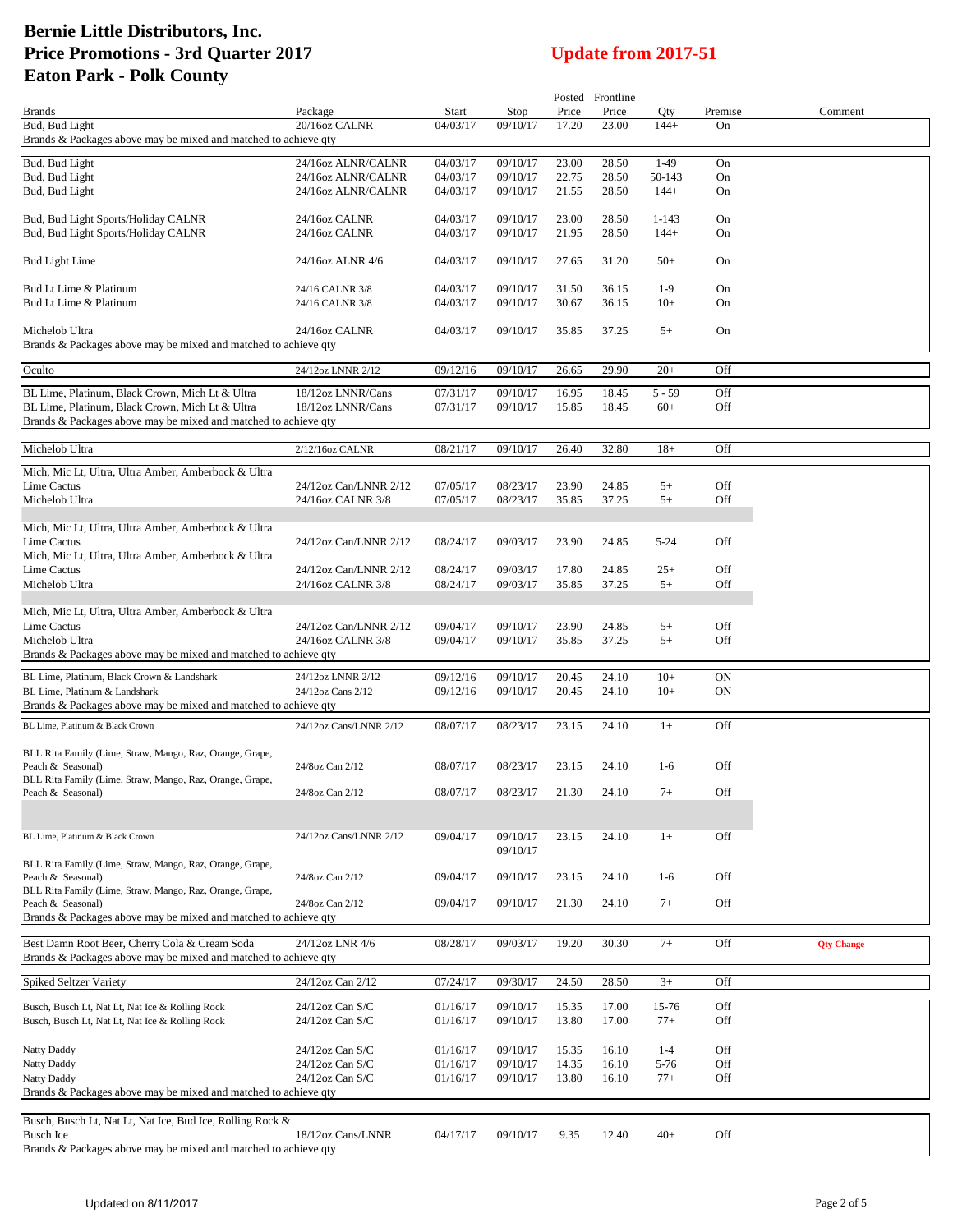# Bernie Little Distributors, Inc.
# Price Promotions - 3rd Quarter 2017
# Eaton Park - Polk County

**Update from 2017-51**

| Brands | Package | Start | Stop | Posted Price | Frontline Price | Qty | Premise | Comment |
|---|---|---|---|---|---|---|---|---|
| Bud, Bud Light | 20/16oz CALNR | 04/03/17 | 09/10/17 | 17.20 | 23.00 | 144+ | On | |
| Brands & Packages above may be mixed and matched to achieve qty | | | | | | | | |
| Bud, Bud Light | 24/16oz ALNR/CALNR | 04/03/17 | 09/10/17 | 23.00 | 28.50 | 1-49 | On | |
| Bud, Bud Light | 24/16oz ALNR/CALNR | 04/03/17 | 09/10/17 | 22.75 | 28.50 | 50-143 | On | |
| Bud, Bud Light | 24/16oz ALNR/CALNR | 04/03/17 | 09/10/17 | 21.55 | 28.50 | 144+ | On | |
| Bud, Bud Light Sports/Holiday CALNR | 24/16oz CALNR | 04/03/17 | 09/10/17 | 23.00 | 28.50 | 1-143 | On | |
| Bud, Bud Light Sports/Holiday CALNR | 24/16oz CALNR | 04/03/17 | 09/10/17 | 21.95 | 28.50 | 144+ | On | |
| Bud Light Lime | 24/16oz ALNR 4/6 | 04/03/17 | 09/10/17 | 27.65 | 31.20 | 50+ | On | |
| Bud Lt Lime & Platinum | 24/16 CALNR 3/8 | 04/03/17 | 09/10/17 | 31.50 | 36.15 | 1-9 | On | |
| Bud Lt Lime & Platinum | 24/16 CALNR 3/8 | 04/03/17 | 09/10/17 | 30.67 | 36.15 | 10+ | On | |
| Michelob Ultra | 24/16oz CALNR | 04/03/17 | 09/10/17 | 35.85 | 37.25 | 5+ | On | |
| Brands & Packages above may be mixed and matched to achieve qty | | | | | | | | |
| Oculto | 24/12oz LNNR 2/12 | 09/12/16 | 09/10/17 | 26.65 | 29.90 | 20+ | Off | |
| BL Lime, Platinum, Black Crown, Mich Lt & Ultra | 18/12oz LNNR/Cans | 07/31/17 | 09/10/17 | 16.95 | 18.45 | 5 - 59 | Off | |
| BL Lime, Platinum, Black Crown, Mich Lt & Ultra | 18/12oz LNNR/Cans | 07/31/17 | 09/10/17 | 15.85 | 18.45 | 60+ | Off | |
| Brands & Packages above may be mixed and matched to achieve qty | | | | | | | | |
| Michelob Ultra | 2/12/16oz CALNR | 08/21/17 | 09/10/17 | 26.40 | 32.80 | 18+ | Off | |
| Mich, Mic Lt, Ultra, Ultra Amber, Amberbock & Ultra Lime Cactus | 24/12oz Can/LNNR 2/12 | 07/05/17 | 08/23/17 | 23.90 | 24.85 | 5+ | Off | |
| Michelob Ultra | 24/16oz CALNR 3/8 | 07/05/17 | 08/23/17 | 35.85 | 37.25 | 5+ | Off | |
| Mich, Mic Lt, Ultra, Ultra Amber, Amberbock & Ultra Lime Cactus | 24/12oz Can/LNNR 2/12 | 08/24/17 | 09/03/17 | 23.90 | 24.85 | 5-24 | Off | |
| Mich, Mic Lt, Ultra, Ultra Amber, Amberbock & Ultra Lime Cactus | 24/12oz Can/LNNR 2/12 | 08/24/17 | 09/03/17 | 17.80 | 24.85 | 25+ | Off | |
| Michelob Ultra | 24/16oz CALNR 3/8 | 08/24/17 | 09/03/17 | 35.85 | 37.25 | 5+ | Off | |
| Mich, Mic Lt, Ultra, Ultra Amber, Amberbock & Ultra Lime Cactus | 24/12oz Can/LNNR 2/12 | 09/04/17 | 09/10/17 | 23.90 | 24.85 | 5+ | Off | |
| Michelob Ultra | 24/16oz CALNR 3/8 | 09/04/17 | 09/10/17 | 35.85 | 37.25 | 5+ | Off | |
| Brands & Packages above may be mixed and matched to achieve qty | | | | | | | | |
| BL Lime, Platinum, Black Crown & Landshark | 24/12oz LNNR 2/12 | 09/12/16 | 09/10/17 | 20.45 | 24.10 | 10+ | ON | |
| BL Lime, Platinum & Landshark | 24/12oz Cans 2/12 | 09/12/16 | 09/10/17 | 20.45 | 24.10 | 10+ | ON | |
| Brands & Packages above may be mixed and matched to achieve qty | | | | | | | | |
| BL Lime, Platinum & Black Crown | 24/12oz Cans/LNNR 2/12 | 08/07/17 | 08/23/17 | 23.15 | 24.10 | 1+ | Off | |
| BLL Rita Family (Lime, Straw, Mango, Raz, Orange, Grape, Peach & Seasonal) | 24/8oz Can 2/12 | 08/07/17 | 08/23/17 | 23.15 | 24.10 | 1-6 | Off | |
| BLL Rita Family (Lime, Straw, Mango, Raz, Orange, Grape, Peach & Seasonal) | 24/8oz Can 2/12 | 08/07/17 | 08/23/17 | 21.30 | 24.10 | 7+ | Off | |
| BL Lime, Platinum & Black Crown | 24/12oz Cans/LNNR 2/12 | 09/04/17 | 09/10/17 09/10/17 | 23.15 | 24.10 | 1+ | Off | |
| BLL Rita Family (Lime, Straw, Mango, Raz, Orange, Grape, Peach & Seasonal) | 24/8oz Can 2/12 | 09/04/17 | 09/10/17 | 23.15 | 24.10 | 1-6 | Off | |
| BLL Rita Family (Lime, Straw, Mango, Raz, Orange, Grape, Peach & Seasonal) | 24/8oz Can 2/12 | 09/04/17 | 09/10/17 | 21.30 | 24.10 | 7+ | Off | |
| Brands & Packages above may be mixed and matched to achieve qty | | | | | | | | |
| Best Damn Root Beer, Cherry Cola & Cream Soda | 24/12oz LNR 4/6 | 08/28/17 | 09/03/17 | 19.20 | 30.30 | 7+ | Off | Qty Change |
| Brands & Packages above may be mixed and matched to achieve qty | | | | | | | | |
| Spiked Seltzer Variety | 24/12oz Can 2/12 | 07/24/17 | 09/30/17 | 24.50 | 28.50 | 3+ | Off | |
| Busch, Busch Lt, Nat Lt, Nat Ice & Rolling Rock | 24/12oz Can S/C | 01/16/17 | 09/10/17 | 15.35 | 17.00 | 15-76 | Off | |
| Busch, Busch Lt, Nat Lt, Nat Ice & Rolling Rock | 24/12oz Can S/C | 01/16/17 | 09/10/17 | 13.80 | 17.00 | 77+ | Off | |
| Natty Daddy | 24/12oz Can S/C | 01/16/17 | 09/10/17 | 15.35 | 16.10 | 1-4 | Off | |
| Natty Daddy | 24/12oz Can S/C | 01/16/17 | 09/10/17 | 14.35 | 16.10 | 5-76 | Off | |
| Natty Daddy | 24/12oz Can S/C | 01/16/17 | 09/10/17 | 13.80 | 16.10 | 77+ | Off | |
| Brands & Packages above may be mixed and matched to achieve qty | | | | | | | | |
| Busch, Busch Lt, Nat Lt, Nat Ice, Bud Ice, Rolling Rock & Busch Ice | 18/12oz Cans/LNNR | 04/17/17 | 09/10/17 | 9.35 | 12.40 | 40+ | Off | |
| Brands & Packages above may be mixed and matched to achieve qty | | | | | | | | |

Updated on 8/11/2017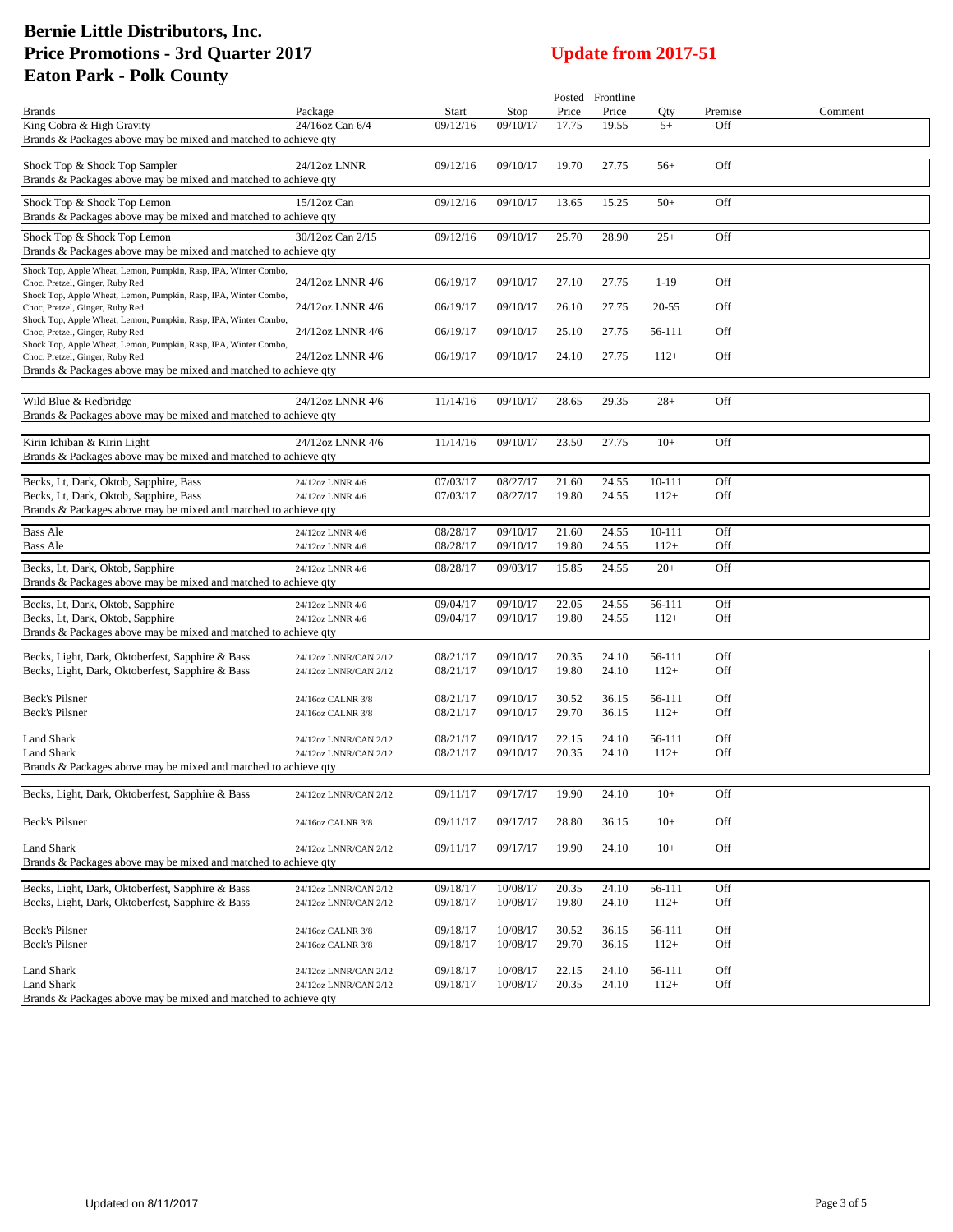# Bernie Little Distributors, Inc.
# Price Promotions - 3rd Quarter 2017
# Eaton Park - Polk County

**Update from 2017-51**

| Brands | Package | Start | Stop | Posted Price | Frontline Price | Qty | Premise | Comment |
|---|---|---|---|---|---|---|---|---|
| King Cobra & High Gravity | 24/16oz Can 6/4 | 09/12/16 | 09/10/17 | 17.75 | 19.55 | 5+ | Off | |
| Brands & Packages above may be mixed and matched to achieve qty | | | | | | | | |
| Shock Top & Shock Top Sampler | 24/12oz LNNR | 09/12/16 | 09/10/17 | 19.70 | 27.75 | 56+ | Off | |
| Brands & Packages above may be mixed and matched to achieve qty | | | | | | | | |
| Shock Top & Shock Top Lemon | 15/12oz Can | 09/12/16 | 09/10/17 | 13.65 | 15.25 | 50+ | Off | |
| Brands & Packages above may be mixed and matched to achieve qty | | | | | | | | |
| Shock Top & Shock Top Lemon | 30/12oz Can 2/15 | 09/12/16 | 09/10/17 | 25.70 | 28.90 | 25+ | Off | |
| Brands & Packages above may be mixed and matched to achieve qty | | | | | | | | |
| Shock Top, Apple Wheat, Lemon, Pumpkin, Rasp, IPA, Winter Combo, Choc, Pretzel, Ginger, Ruby Red | 24/12oz LNNR 4/6 | 06/19/17 | 09/10/17 | 27.10 | 27.75 | 1-19 | Off | |
| Shock Top, Apple Wheat, Lemon, Pumpkin, Rasp, IPA, Winter Combo, Choc, Pretzel, Ginger, Ruby Red | 24/12oz LNNR 4/6 | 06/19/17 | 09/10/17 | 26.10 | 27.75 | 20-55 | Off | |
| Shock Top, Apple Wheat, Lemon, Pumpkin, Rasp, IPA, Winter Combo, Choc, Pretzel, Ginger, Ruby Red | 24/12oz LNNR 4/6 | 06/19/17 | 09/10/17 | 25.10 | 27.75 | 56-111 | Off | |
| Shock Top, Apple Wheat, Lemon, Pumpkin, Rasp, IPA, Winter Combo, Choc, Pretzel, Ginger, Ruby Red | 24/12oz LNNR 4/6 | 06/19/17 | 09/10/17 | 24.10 | 27.75 | 112+ | Off | |
| Brands & Packages above may be mixed and matched to achieve qty | | | | | | | | |
| Wild Blue & Redbridge | 24/12oz LNNR 4/6 | 11/14/16 | 09/10/17 | 28.65 | 29.35 | 28+ | Off | |
| Brands & Packages above may be mixed and matched to achieve qty | | | | | | | | |
| Kirin Ichiban & Kirin Light | 24/12oz LNNR 4/6 | 11/14/16 | 09/10/17 | 23.50 | 27.75 | 10+ | Off | |
| Brands & Packages above may be mixed and matched to achieve qty | | | | | | | | |
| Becks, Lt, Dark, Oktob, Sapphire, Bass | 24/12oz LNNR 4/6 | 07/03/17 | 08/27/17 | 21.60 | 24.55 | 10-111 | Off | |
| Becks, Lt, Dark, Oktob, Sapphire, Bass | 24/12oz LNNR 4/6 | 07/03/17 | 08/27/17 | 19.80 | 24.55 | 112+ | Off | |
| Brands & Packages above may be mixed and matched to achieve qty | | | | | | | | |
| Bass Ale | 24/12oz LNNR 4/6 | 08/28/17 | 09/10/17 | 21.60 | 24.55 | 10-111 | Off | |
| Bass Ale | 24/12oz LNNR 4/6 | 08/28/17 | 09/10/17 | 19.80 | 24.55 | 112+ | Off | |
| Becks, Lt, Dark, Oktob, Sapphire | 24/12oz LNNR 4/6 | 08/28/17 | 09/03/17 | 15.85 | 24.55 | 20+ | Off | |
| Brands & Packages above may be mixed and matched to achieve qty | | | | | | | | |
| Becks, Lt, Dark, Oktob, Sapphire | 24/12oz LNNR 4/6 | 09/04/17 | 09/10/17 | 22.05 | 24.55 | 56-111 | Off | |
| Becks, Lt, Dark, Oktob, Sapphire | 24/12oz LNNR 4/6 | 09/04/17 | 09/10/17 | 19.80 | 24.55 | 112+ | Off | |
| Brands & Packages above may be mixed and matched to achieve qty | | | | | | | | |
| Becks, Light, Dark, Oktoberfest, Sapphire & Bass | 24/12oz LNNR/CAN 2/12 | 08/21/17 | 09/10/17 | 20.35 | 24.10 | 56-111 | Off | |
| Becks, Light, Dark, Oktoberfest, Sapphire & Bass | 24/12oz LNNR/CAN 2/12 | 08/21/17 | 09/10/17 | 19.80 | 24.10 | 112+ | Off | |
| Beck's Pilsner | 24/16oz CALNR 3/8 | 08/21/17 | 09/10/17 | 30.52 | 36.15 | 56-111 | Off | |
| Beck's Pilsner | 24/16oz CALNR 3/8 | 08/21/17 | 09/10/17 | 29.70 | 36.15 | 112+ | Off | |
| Land Shark | 24/12oz LNNR/CAN 2/12 | 08/21/17 | 09/10/17 | 22.15 | 24.10 | 56-111 | Off | |
| Land Shark | 24/12oz LNNR/CAN 2/12 | 08/21/17 | 09/10/17 | 20.35 | 24.10 | 112+ | Off | |
| Brands & Packages above may be mixed and matched to achieve qty | | | | | | | | |
| Becks, Light, Dark, Oktoberfest, Sapphire & Bass | 24/12oz LNNR/CAN 2/12 | 09/11/17 | 09/17/17 | 19.90 | 24.10 | 10+ | Off | |
| Beck's Pilsner | 24/16oz CALNR 3/8 | 09/11/17 | 09/17/17 | 28.80 | 36.15 | 10+ | Off | |
| Land Shark | 24/12oz LNNR/CAN 2/12 | 09/11/17 | 09/17/17 | 19.90 | 24.10 | 10+ | Off | |
| Brands & Packages above may be mixed and matched to achieve qty | | | | | | | | |
| Becks, Light, Dark, Oktoberfest, Sapphire & Bass | 24/12oz LNNR/CAN 2/12 | 09/18/17 | 10/08/17 | 20.35 | 24.10 | 56-111 | Off | |
| Becks, Light, Dark, Oktoberfest, Sapphire & Bass | 24/12oz LNNR/CAN 2/12 | 09/18/17 | 10/08/17 | 19.80 | 24.10 | 112+ | Off | |
| Beck's Pilsner | 24/16oz CALNR 3/8 | 09/18/17 | 10/08/17 | 30.52 | 36.15 | 56-111 | Off | |
| Beck's Pilsner | 24/16oz CALNR 3/8 | 09/18/17 | 10/08/17 | 29.70 | 36.15 | 112+ | Off | |
| Land Shark | 24/12oz LNNR/CAN 2/12 | 09/18/17 | 10/08/17 | 22.15 | 24.10 | 56-111 | Off | |
| Land Shark | 24/12oz LNNR/CAN 2/12 | 09/18/17 | 10/08/17 | 20.35 | 24.10 | 112+ | Off | |
| Brands & Packages above may be mixed and matched to achieve qty | | | | | | | | |

Updated on 8/11/2017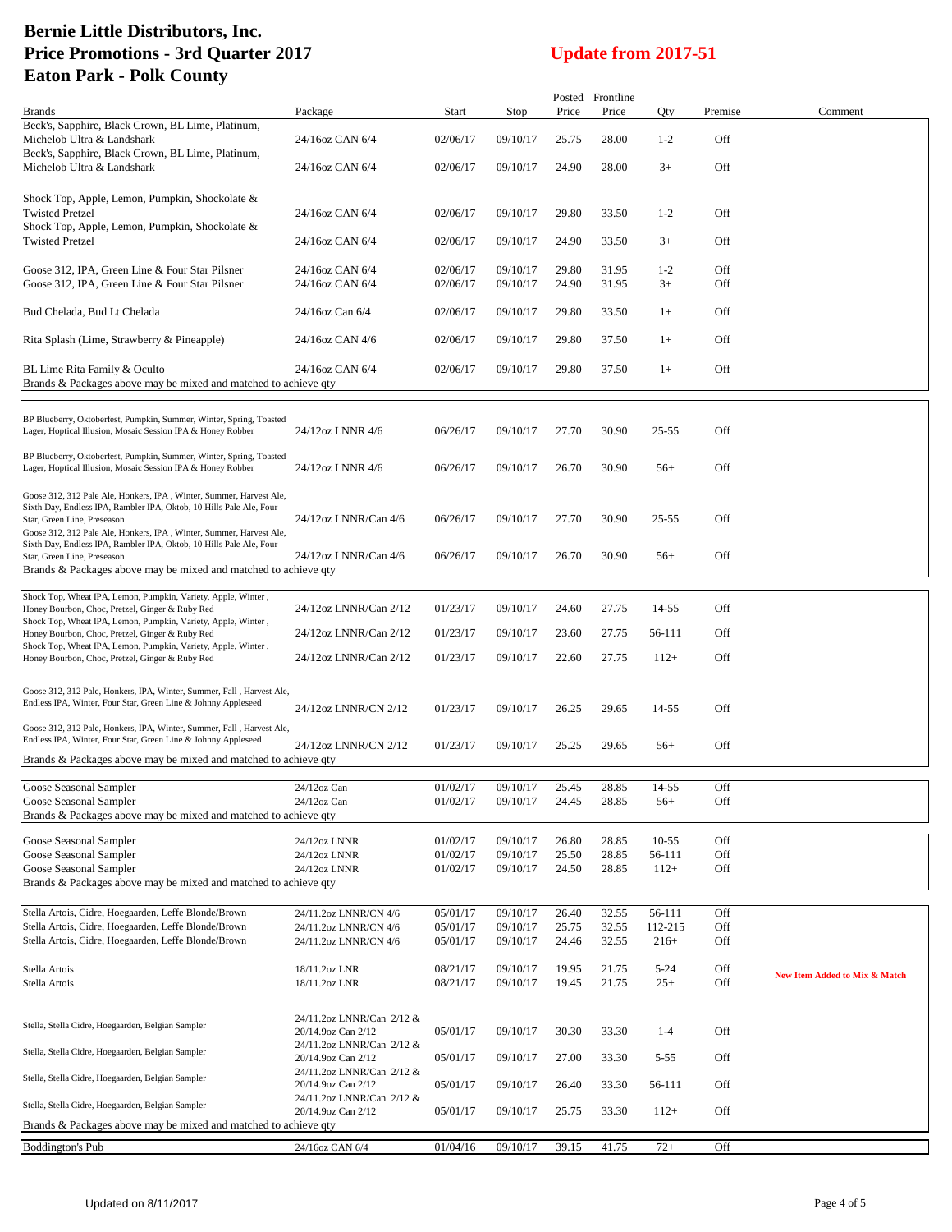# Bernie Little Distributors, Inc.
# Price Promotions - 3rd Quarter 2017
# Eaton Park - Polk County

**Update from 2017-51**

| Brands | Package | Start | Stop | Posted Price | Frontline Price | Qty | Premise | Comment |
|---|---|---|---|---|---|---|---|---|
| Beck's, Sapphire, Black Crown, BL Lime, Platinum, Michelob Ultra & Landshark | 24/16oz CAN 6/4 | 02/06/17 | 09/10/17 | 25.75 | 28.00 | 1-2 | Off | |
| Beck's, Sapphire, Black Crown, BL Lime, Platinum, Michelob Ultra & Landshark | 24/16oz CAN 6/4 | 02/06/17 | 09/10/17 | 24.90 | 28.00 | 3+ | Off | |
| Shock Top, Apple, Lemon, Pumpkin, Shockolate & Twisted Pretzel | 24/16oz CAN 6/4 | 02/06/17 | 09/10/17 | 29.80 | 33.50 | 1-2 | Off | |
| Shock Top, Apple, Lemon, Pumpkin, Shockolate & Twisted Pretzel | 24/16oz CAN 6/4 | 02/06/17 | 09/10/17 | 24.90 | 33.50 | 3+ | Off | |
| Goose 312, IPA, Green Line & Four Star Pilsner | 24/16oz CAN 6/4 | 02/06/17 | 09/10/17 | 29.80 | 31.95 | 1-2 | Off | |
| Goose 312, IPA, Green Line & Four Star Pilsner | 24/16oz CAN 6/4 | 02/06/17 | 09/10/17 | 24.90 | 31.95 | 3+ | Off | |
| Bud Chelada, Bud Lt Chelada | 24/16oz Can 6/4 | 02/06/17 | 09/10/17 | 29.80 | 33.50 | 1+ | Off | |
| Rita Splash (Lime, Strawberry & Pineapple) | 24/16oz CAN 4/6 | 02/06/17 | 09/10/17 | 29.80 | 37.50 | 1+ | Off | |
| BL Lime Rita Family & Oculto | 24/16oz CAN 6/4 | 02/06/17 | 09/10/17 | 29.80 | 37.50 | 1+ | Off | |
| Brands & Packages above may be mixed and matched to achieve qty | | | | | | | | |
| BP Blueberry, Oktoberfest, Pumpkin, Summer, Winter, Spring, Toasted Lager, Hoptical Illusion, Mosaic Session IPA & Honey Robber | 24/12oz LNNR 4/6 | 06/26/17 | 09/10/17 | 27.70 | 30.90 | 25-55 | Off | |
| BP Blueberry, Oktoberfest, Pumpkin, Summer, Winter, Spring, Toasted Lager, Hoptical Illusion, Mosaic Session IPA & Honey Robber | 24/12oz LNNR 4/6 | 06/26/17 | 09/10/17 | 26.70 | 30.90 | 56+ | Off | |
| Goose 312, 312 Pale Ale, Honkers, IPA , Winter, Summer, Harvest Ale, Sixth Day, Endless IPA, Rambler IPA, Oktob, 10 Hills Pale Ale, Four Star, Green Line, Preseason | 24/12oz LNNR/Can 4/6 | 06/26/17 | 09/10/17 | 27.70 | 30.90 | 25-55 | Off | |
| Goose 312, 312 Pale Ale, Honkers, IPA , Winter, Summer, Harvest Ale, Sixth Day, Endless IPA, Rambler IPA, Oktob, 10 Hills Pale Ale, Four Star, Green Line, Preseason | 24/12oz LNNR/Can 4/6 | 06/26/17 | 09/10/17 | 26.70 | 30.90 | 56+ | Off | |
| Brands & Packages above may be mixed and matched to achieve qty | | | | | | | | |
| Shock Top, Wheat IPA, Lemon, Pumpkin, Variety, Apple, Winter , Honey Bourbon, Choc, Pretzel, Ginger & Ruby Red | 24/12oz LNNR/Can 2/12 | 01/23/17 | 09/10/17 | 24.60 | 27.75 | 14-55 | Off | |
| Shock Top, Wheat IPA, Lemon, Pumpkin, Variety, Apple, Winter , Honey Bourbon, Choc, Pretzel, Ginger & Ruby Red | 24/12oz LNNR/Can 2/12 | 01/23/17 | 09/10/17 | 23.60 | 27.75 | 56-111 | Off | |
| Shock Top, Wheat IPA, Lemon, Pumpkin, Variety, Apple, Winter , Honey Bourbon, Choc, Pretzel, Ginger & Ruby Red | 24/12oz LNNR/Can 2/12 | 01/23/17 | 09/10/17 | 22.60 | 27.75 | 112+ | Off | |
| Goose 312, 312 Pale, Honkers, IPA, Winter, Summer, Fall , Harvest Ale, Endless IPA, Winter, Four Star, Green Line & Johnny Appleseed | 24/12oz LNNR/CN 2/12 | 01/23/17 | 09/10/17 | 26.25 | 29.65 | 14-55 | Off | |
| Goose 312, 312 Pale, Honkers, IPA, Winter, Summer, Fall , Harvest Ale, Endless IPA, Winter, Four Star, Green Line & Johnny Appleseed | 24/12oz LNNR/CN 2/12 | 01/23/17 | 09/10/17 | 25.25 | 29.65 | 56+ | Off | |
| Brands & Packages above may be mixed and matched to achieve qty | | | | | | | | |
| Goose Seasonal Sampler | 24/12oz Can | 01/02/17 | 09/10/17 | 25.45 | 28.85 | 14-55 | Off | |
| Goose Seasonal Sampler | 24/12oz Can | 01/02/17 | 09/10/17 | 24.45 | 28.85 | 56+ | Off | |
| Brands & Packages above may be mixed and matched to achieve qty | | | | | | | | |
| Goose Seasonal Sampler | 24/12oz LNNR | 01/02/17 | 09/10/17 | 26.80 | 28.85 | 10-55 | Off | |
| Goose Seasonal Sampler | 24/12oz LNNR | 01/02/17 | 09/10/17 | 25.50 | 28.85 | 56-111 | Off | |
| Goose Seasonal Sampler | 24/12oz LNNR | 01/02/17 | 09/10/17 | 24.50 | 28.85 | 112+ | Off | |
| Brands & Packages above may be mixed and matched to achieve qty | | | | | | | | |
| Stella Artois, Cidre, Hoegaarden, Leffe Blonde/Brown | 24/11.2oz LNNR/CN 4/6 | 05/01/17 | 09/10/17 | 26.40 | 32.55 | 56-111 | Off | |
| Stella Artois, Cidre, Hoegaarden, Leffe Blonde/Brown | 24/11.2oz LNNR/CN 4/6 | 05/01/17 | 09/10/17 | 25.75 | 32.55 | 112-215 | Off | |
| Stella Artois, Cidre, Hoegaarden, Leffe Blonde/Brown | 24/11.2oz LNNR/CN 4/6 | 05/01/17 | 09/10/17 | 24.46 | 32.55 | 216+ | Off | |
| Stella Artois | 18/11.2oz LNR | 08/21/17 | 09/10/17 | 19.95 | 21.75 | 5-24 | Off | New Item Added to Mix & Match |
| Stella Artois | 18/11.2oz LNR | 08/21/17 | 09/10/17 | 19.45 | 21.75 | 25+ | Off | |
| Stella, Stella Cidre, Hoegaarden, Belgian Sampler | 24/11.2oz LNNR/Can 2/12 & 20/14.9oz Can 2/12 | 05/01/17 | 09/10/17 | 30.30 | 33.30 | 1-4 | Off | |
| Stella, Stella Cidre, Hoegaarden, Belgian Sampler | 24/11.2oz LNNR/Can 2/12 & 20/14.9oz Can 2/12 | 05/01/17 | 09/10/17 | 27.00 | 33.30 | 5-55 | Off | |
| Stella, Stella Cidre, Hoegaarden, Belgian Sampler | 24/11.2oz LNNR/Can 2/12 & 20/14.9oz Can 2/12 | 05/01/17 | 09/10/17 | 26.40 | 33.30 | 56-111 | Off | |
| Stella, Stella Cidre, Hoegaarden, Belgian Sampler | 24/11.2oz LNNR/Can 2/12 & 20/14.9oz Can 2/12 | 05/01/17 | 09/10/17 | 25.75 | 33.30 | 112+ | Off | |
| Brands & Packages above may be mixed and matched to achieve qty | | | | | | | | |
| Boddington's Pub | 24/16oz CAN 6/4 | 01/04/16 | 09/10/17 | 39.15 | 41.75 | 72+ | Off | |

Updated on 8/11/2017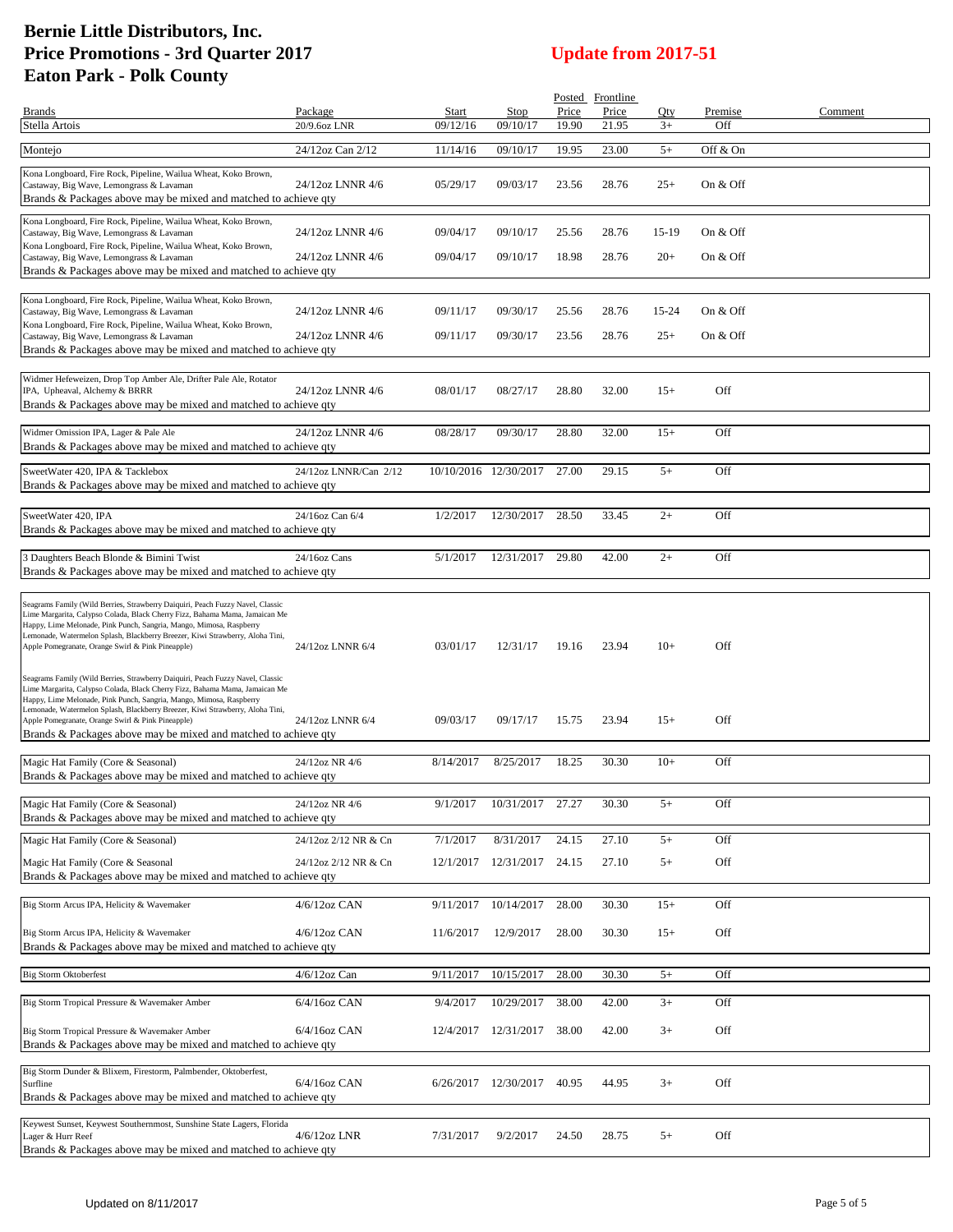# Bernie Little Distributors, Inc.
# Price Promotions - 3rd Quarter 2017
# Eaton Park - Polk County

## Update from 2017-51

| Brands | Package | Start | Stop | Posted Price | Frontline Price | Qty | Premise | Comment |
|---|---|---|---|---|---|---|---|---|
| Stella Artois | 20/9.6oz LNR | 09/12/16 | 09/10/17 | 19.90 | 21.95 | 3+ | Off | |
| Montejo | 24/12oz Can 2/12 | 11/14/16 | 09/10/17 | 19.95 | 23.00 | 5+ | Off & On | |
| Kona Longboard, Fire Rock, Pipeline, Wailua Wheat, Koko Brown, Castaway, Big Wave, Lemongrass & Lavaman | 24/12oz LNNR 4/6 | 05/29/17 | 09/03/17 | 23.56 | 28.76 | 25+ | On & Off | |
| Brands & Packages above may be mixed and matched to achieve qty | | | | | | | | |
| Kona Longboard, Fire Rock, Pipeline, Wailua Wheat, Koko Brown, Castaway, Big Wave, Lemongrass & Lavaman | 24/12oz LNNR 4/6 | 09/04/17 | 09/10/17 | 25.56 | 28.76 | 15-19 | On & Off | |
| Kona Longboard, Fire Rock, Pipeline, Wailua Wheat, Koko Brown, Castaway, Big Wave, Lemongrass & Lavaman | 24/12oz LNNR 4/6 | 09/04/17 | 09/10/17 | 18.98 | 28.76 | 20+ | On & Off | |
| Brands & Packages above may be mixed and matched to achieve qty | | | | | | | | |
| Kona Longboard, Fire Rock, Pipeline, Wailua Wheat, Koko Brown, Castaway, Big Wave, Lemongrass & Lavaman | 24/12oz LNNR 4/6 | 09/11/17 | 09/30/17 | 25.56 | 28.76 | 15-24 | On & Off | |
| Kona Longboard, Fire Rock, Pipeline, Wailua Wheat, Koko Brown, Castaway, Big Wave, Lemongrass & Lavaman | 24/12oz LNNR 4/6 | 09/11/17 | 09/30/17 | 23.56 | 28.76 | 25+ | On & Off | |
| Brands & Packages above may be mixed and matched to achieve qty | | | | | | | | |
| Widmer Hefeweizen, Drop Top Amber Ale, Drifter Pale Ale, Rotator IPA, Upheaval, Alchemy & BRRR | 24/12oz LNNR 4/6 | 08/01/17 | 08/27/17 | 28.80 | 32.00 | 15+ | Off | |
| Brands & Packages above may be mixed and matched to achieve qty | | | | | | | | |
| Widmer Omission IPA, Lager & Pale Ale | 24/12oz LNNR 4/6 | 08/28/17 | 09/30/17 | 28.80 | 32.00 | 15+ | Off | |
| Brands & Packages above may be mixed and matched to achieve qty | | | | | | | | |
| SweetWater 420, IPA & Tacklebox | 24/12oz LNNR/Can 2/12 | 10/10/2016 | 12/30/2017 | 27.00 | 29.15 | 5+ | Off | |
| Brands & Packages above may be mixed and matched to achieve qty | | | | | | | | |
| SweetWater 420, IPA | 24/16oz Can 6/4 | 1/2/2017 | 12/30/2017 | 28.50 | 33.45 | 2+ | Off | |
| Brands & Packages above may be mixed and matched to achieve qty | | | | | | | | |
| 3 Daughters Beach Blonde & Bimini Twist | 24/16oz Cans | 5/1/2017 | 12/31/2017 | 29.80 | 42.00 | 2+ | Off | |
| Brands & Packages above may be mixed and matched to achieve qty | | | | | | | | |
| Seagrams Family (Wild Berries, Strawberry Daiquiri, Peach Fuzzy Navel, Classic Lime Margarita, Calypso Colada, Black Cherry Fizz, Bahama Mama, Jamaican Me Happy, Lime Melonade, Pink Punch, Sangria, Mango, Mimosa, Raspberry Lemonade, Watermelon Splash, Blackberry Breezer, Kiwi Strawberry, Aloha Tini, Apple Pomegranate, Orange Swirl & Pink Pineapple) | 24/12oz LNNR 6/4 | 03/01/17 | 12/31/17 | 19.16 | 23.94 | 10+ | Off | |
| Seagrams Family (Wild Berries, Strawberry Daiquiri, Peach Fuzzy Navel, Classic Lime Margarita, Calypso Colada, Black Cherry Fizz, Bahama Mama, Jamaican Me Happy, Lime Melonade, Pink Punch, Sangria, Mango, Mimosa, Raspberry Lemonade, Watermelon Splash, Blackberry Breezer, Kiwi Strawberry, Aloha Tini, Apple Pomegranate, Orange Swirl & Pink Pineapple) | 24/12oz LNNR 6/4 | 09/03/17 | 09/17/17 | 15.75 | 23.94 | 15+ | Off | |
| Brands & Packages above may be mixed and matched to achieve qty | | | | | | | | |
| Magic Hat Family (Core & Seasonal) | 24/12oz NR 4/6 | 8/14/2017 | 8/25/2017 | 18.25 | 30.30 | 10+ | Off | |
| Brands & Packages above may be mixed and matched to achieve qty | | | | | | | | |
| Magic Hat Family (Core & Seasonal) | 24/12oz NR 4/6 | 9/1/2017 | 10/31/2017 | 27.27 | 30.30 | 5+ | Off | |
| Brands & Packages above may be mixed and matched to achieve qty | | | | | | | | |
| Magic Hat Family (Core & Seasonal) | 24/12oz 2/12 NR & Cn | 7/1/2017 | 8/31/2017 | 24.15 | 27.10 | 5+ | Off | |
| Magic Hat Family (Core & Seasonal | 24/12oz 2/12 NR & Cn | 12/1/2017 | 12/31/2017 | 24.15 | 27.10 | 5+ | Off | |
| Brands & Packages above may be mixed and matched to achieve qty | | | | | | | | |
| Big Storm Arcus IPA, Helicity & Wavemaker | 4/6/12oz CAN | 9/11/2017 | 10/14/2017 | 28.00 | 30.30 | 15+ | Off | |
| Big Storm Arcus IPA, Helicity & Wavemaker | 4/6/12oz CAN | 11/6/2017 | 12/9/2017 | 28.00 | 30.30 | 15+ | Off | |
| Brands & Packages above may be mixed and matched to achieve qty | | | | | | | | |
| Big Storm Oktoberfest | 4/6/12oz Can | 9/11/2017 | 10/15/2017 | 28.00 | 30.30 | 5+ | Off | |
| Big Storm Tropical Pressure & Wavemaker Amber | 6/4/16oz CAN | 9/4/2017 | 10/29/2017 | 38.00 | 42.00 | 3+ | Off | |
| Big Storm Tropical Pressure & Wavemaker Amber | 6/4/16oz CAN | 12/4/2017 | 12/31/2017 | 38.00 | 42.00 | 3+ | Off | |
| Brands & Packages above may be mixed and matched to achieve qty | | | | | | | | |
| Big Storm Dunder & Blixem, Firestorm, Palmbender, Oktoberfest, Surfline | 6/4/16oz CAN | 6/26/2017 | 12/30/2017 | 40.95 | 44.95 | 3+ | Off | |
| Brands & Packages above may be mixed and matched to achieve qty | | | | | | | | |
| Keywest Sunset, Keywest Southernmost, Sunshine State Lagers, Florida Lager & Hurr Reef | 4/6/12oz LNR | 7/31/2017 | 9/2/2017 | 24.50 | 28.75 | 5+ | Off | |
| Brands & Packages above may be mixed and matched to achieve qty | | | | | | | | |

Updated on 8/11/2017